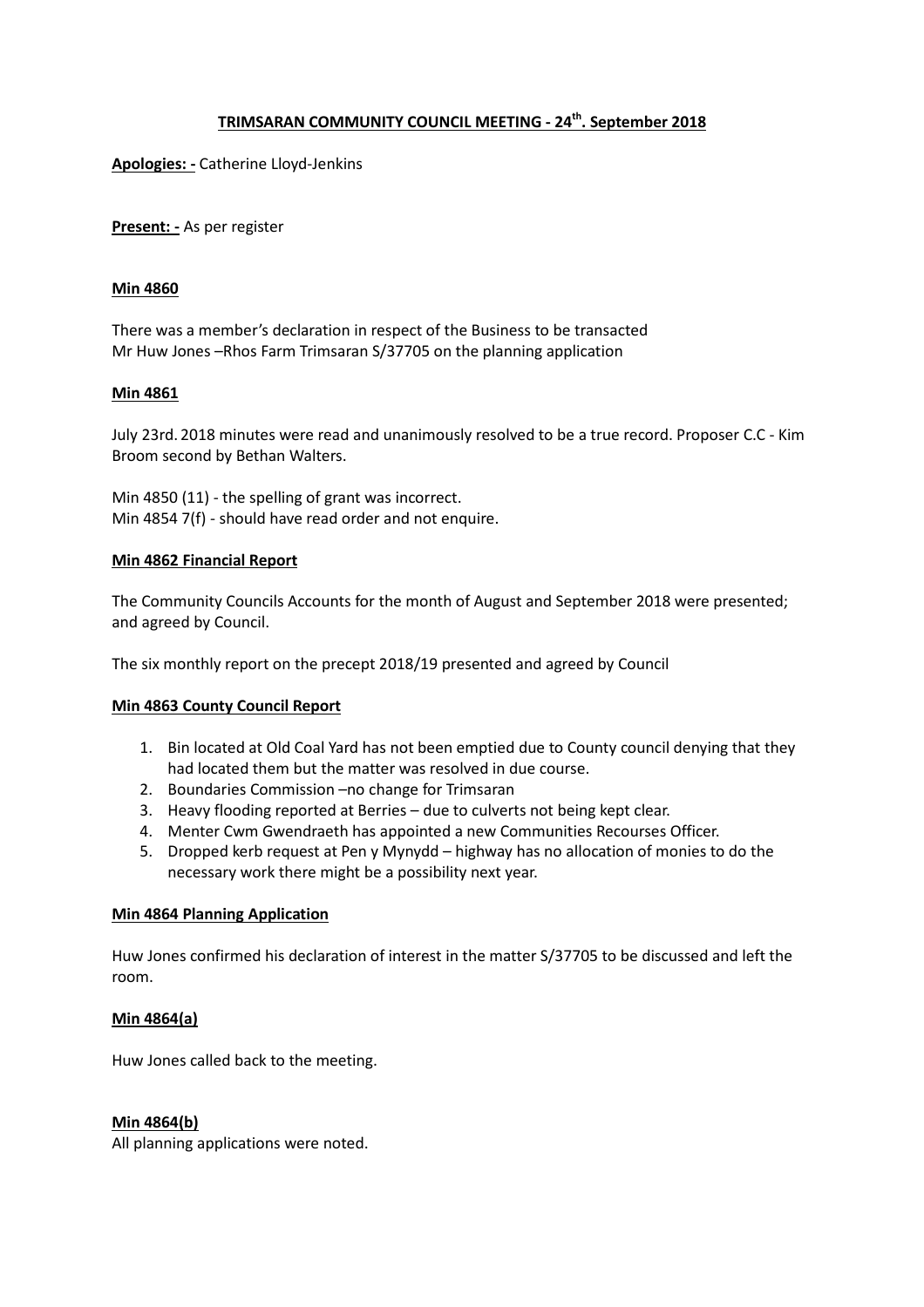# TRIMSARAN COMMUNITY COUNCIL MEETING - 24th. September 2018

**Apologies: -** Catherine Lloyd-Jenkins

**Present: -** As per register

**Min 4860**

There was a member's declaration in respect of the Business to be transacted
Mr Huw Jones –Rhos Farm Trimsaran S/37705 on the planning application

**Min 4861**

July 23rd. 2018 minutes were read and unanimously resolved to be a true record. Proposer C.C - Kim Broom second by Bethan Walters.

Min 4850 (11) - the spelling of grant was incorrect.
Min 4854 7(f) - should have read order and not enquire.

**Min 4862 Financial Report**

The Community Councils Accounts for the month of August and September 2018 were presented; and agreed by Council.

The six monthly report on the precept 2018/19 presented and agreed by Council

**Min 4863 County Council Report**

1. Bin located at Old Coal Yard has not been emptied due to County council denying that they had located them but the matter was resolved in due course.
2. Boundaries Commission –no change for Trimsaran
3. Heavy flooding reported at Berries – due to culverts not being kept clear.
4. Menter Cwm Gwendraeth has appointed a new Communities Recourses Officer.
5. Dropped kerb request at Pen y Mynydd – highway has no allocation of monies to do the necessary work there might be a possibility next year.

**Min 4864 Planning Application**

Huw Jones confirmed his declaration of interest in the matter S/37705 to be discussed and left the room.

**Min 4864(a)**

Huw Jones called back to the meeting.

**Min 4864(b)**

All planning applications were noted.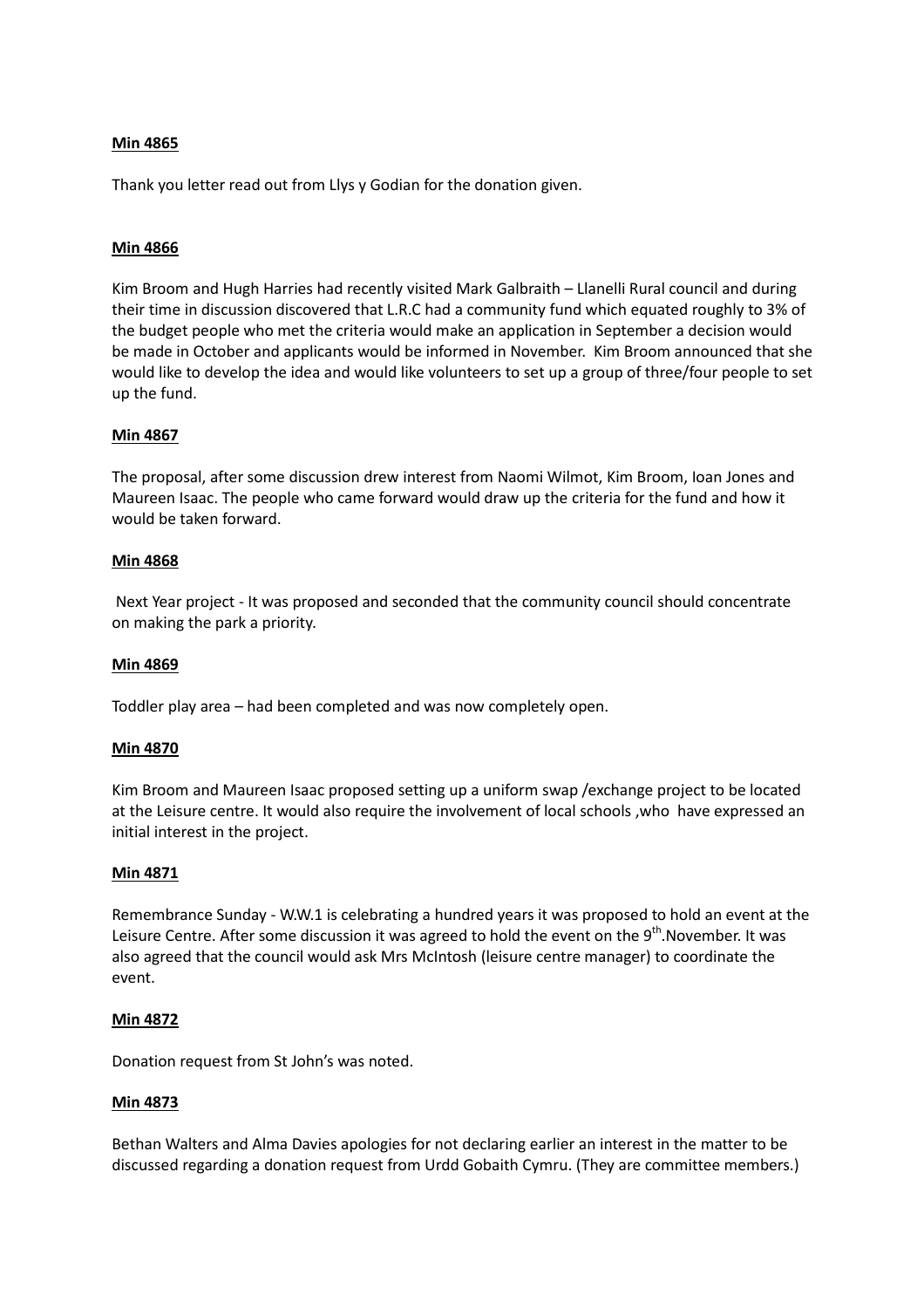**Min 4865**

Thank you letter read out from Llys y Godian for the donation given.

**Min 4866**

Kim Broom and Hugh Harries had recently visited Mark Galbraith – Llanelli Rural council and during their time in discussion discovered that L.R.C had a community fund which equated roughly to 3% of the budget people who met the criteria would make an application in September a decision would be made in October and applicants would be informed in November. Kim Broom announced that she would like to develop the idea and would like volunteers to set up a group of three/four people to set up the fund.

**Min 4867**

The proposal, after some discussion drew interest from Naomi Wilmot, Kim Broom, Ioan Jones and Maureen Isaac. The people who came forward would draw up the criteria for the fund and how it would be taken forward.

**Min 4868**

Next Year project - It was proposed and seconded that the community council should concentrate on making the park a priority.

**Min 4869**

Toddler play area – had been completed and was now completely open.

**Min 4870**

Kim Broom and Maureen Isaac proposed setting up a uniform swap /exchange project to be located at the Leisure centre. It would also require the involvement of local schools ,who have expressed an initial interest in the project.

**Min 4871**

Remembrance Sunday - W.W.1 is celebrating a hundred years it was proposed to hold an event at the Leisure Centre. After some discussion it was agreed to hold the event on the 9th.November. It was also agreed that the council would ask Mrs McIntosh (leisure centre manager) to coordinate the event.

**Min 4872**

Donation request from St John's was noted.

**Min 4873**

Bethan Walters and Alma Davies apologies for not declaring earlier an interest in the matter to be discussed regarding a donation request from Urdd Gobaith Cymru. (They are committee members.)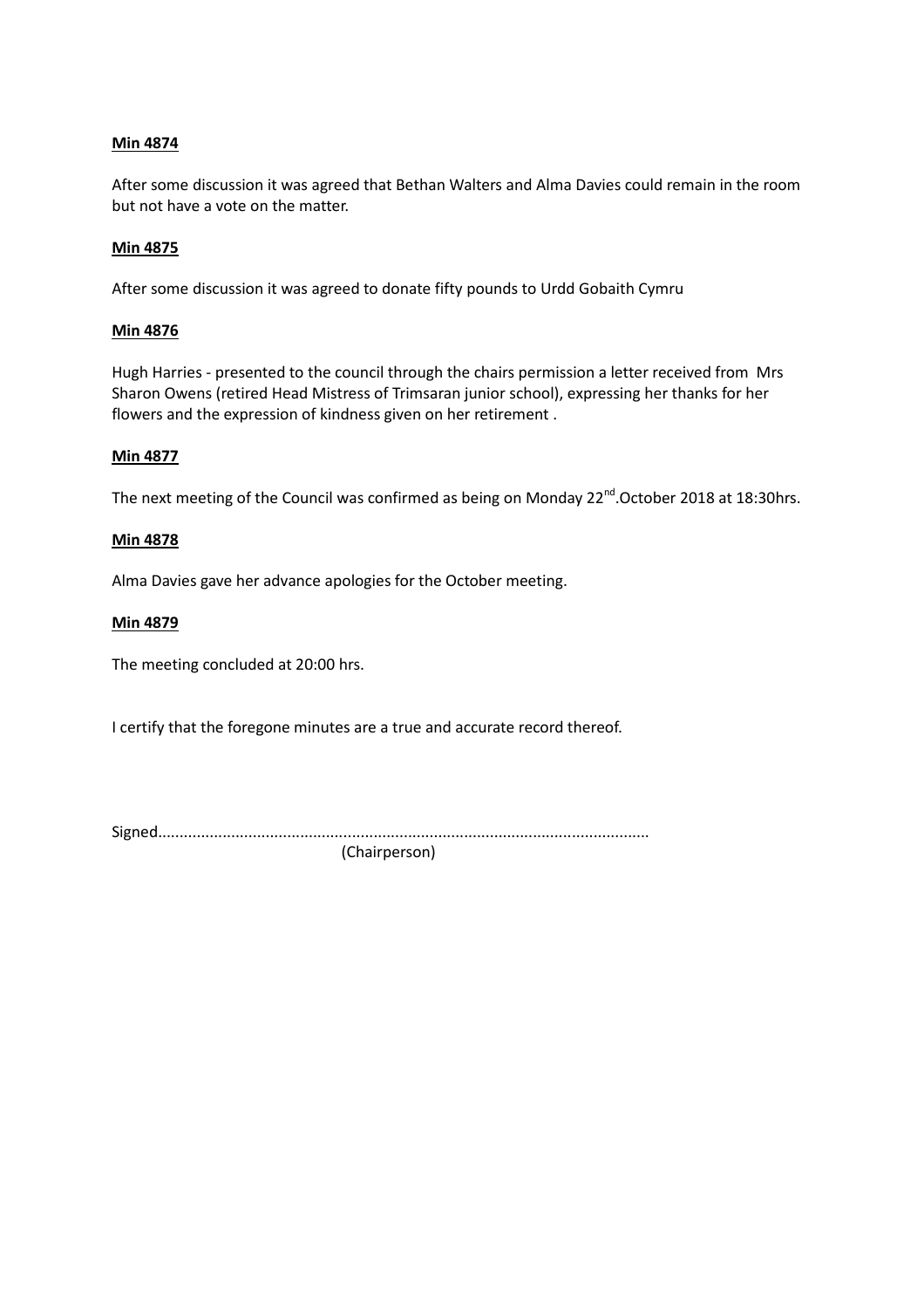**Min 4874**

After some discussion it was agreed that Bethan Walters and Alma Davies could remain in the room but not have a vote on the matter.

**Min 4875**

After some discussion it was agreed to donate fifty pounds to Urdd Gobaith Cymru

**Min 4876**

Hugh Harries - presented to the council through the chairs permission a letter received from Mrs Sharon Owens (retired Head Mistress of Trimsaran junior school), expressing her thanks for her flowers and the expression of kindness given on her retirement .

**Min 4877**

The next meeting of the Council was confirmed as being on Monday 22nd.October 2018 at 18:30hrs.

**Min 4878**

Alma Davies gave her advance apologies for the October meeting.

**Min 4879**

The meeting concluded at 20:00 hrs.

I certify that the foregone minutes are a true and accurate record thereof.

Signed.................................................................................................................
(Chairperson)